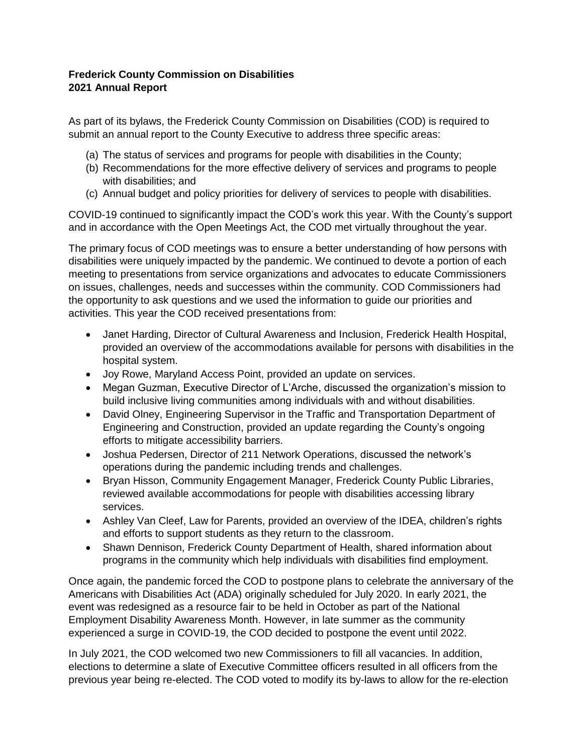**Frederick County Commission on Disabilities**
**2021 Annual Report**

As part of its bylaws, the Frederick County Commission on Disabilities (COD) is required to submit an annual report to the County Executive to address three specific areas:

(a) The status of services and programs for people with disabilities in the County;
(b) Recommendations for the more effective delivery of services and programs to people with disabilities; and
(c) Annual budget and policy priorities for delivery of services to people with disabilities.

COVID-19 continued to significantly impact the COD's work this year. With the County's support and in accordance with the Open Meetings Act, the COD met virtually throughout the year.

The primary focus of COD meetings was to ensure a better understanding of how persons with disabilities were uniquely impacted by the pandemic. We continued to devote a portion of each meeting to presentations from service organizations and advocates to educate Commissioners on issues, challenges, needs and successes within the community. COD Commissioners had the opportunity to ask questions and we used the information to guide our priorities and activities. This year the COD received presentations from:

- Janet Harding, Director of Cultural Awareness and Inclusion, Frederick Health Hospital, provided an overview of the accommodations available for persons with disabilities in the hospital system.
- Joy Rowe, Maryland Access Point, provided an update on services.
- Megan Guzman, Executive Director of L'Arche, discussed the organization's mission to build inclusive living communities among individuals with and without disabilities.
- David Olney, Engineering Supervisor in the Traffic and Transportation Department of Engineering and Construction, provided an update regarding the County's ongoing efforts to mitigate accessibility barriers.
- Joshua Pedersen, Director of 211 Network Operations, discussed the network's operations during the pandemic including trends and challenges.
- Bryan Hisson, Community Engagement Manager, Frederick County Public Libraries, reviewed available accommodations for people with disabilities accessing library services.
- Ashley Van Cleef, Law for Parents, provided an overview of the IDEA, children's rights and efforts to support students as they return to the classroom.
- Shawn Dennison, Frederick County Department of Health, shared information about programs in the community which help individuals with disabilities find employment.

Once again, the pandemic forced the COD to postpone plans to celebrate the anniversary of the Americans with Disabilities Act (ADA) originally scheduled for July 2020. In early 2021, the event was redesigned as a resource fair to be held in October as part of the National Employment Disability Awareness Month. However, in late summer as the community experienced a surge in COVID-19, the COD decided to postpone the event until 2022.

In July 2021, the COD welcomed two new Commissioners to fill all vacancies. In addition, elections to determine a slate of Executive Committee officers resulted in all officers from the previous year being re-elected. The COD voted to modify its by-laws to allow for the re-election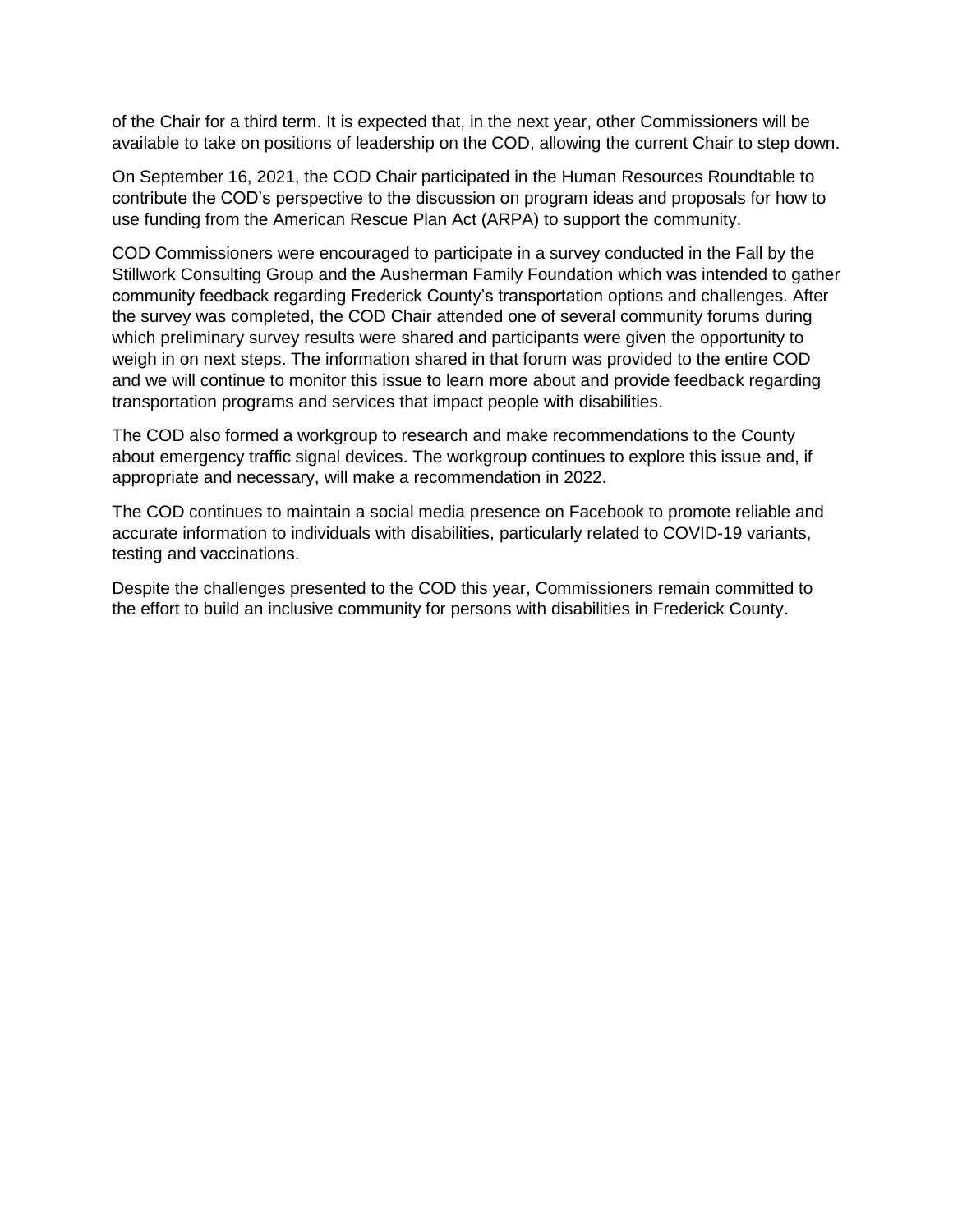of the Chair for a third term. It is expected that, in the next year, other Commissioners will be available to take on positions of leadership on the COD, allowing the current Chair to step down.

On September 16, 2021, the COD Chair participated in the Human Resources Roundtable to contribute the COD's perspective to the discussion on program ideas and proposals for how to use funding from the American Rescue Plan Act (ARPA) to support the community.

COD Commissioners were encouraged to participate in a survey conducted in the Fall by the Stillwork Consulting Group and the Ausherman Family Foundation which was intended to gather community feedback regarding Frederick County's transportation options and challenges. After the survey was completed, the COD Chair attended one of several community forums during which preliminary survey results were shared and participants were given the opportunity to weigh in on next steps. The information shared in that forum was provided to the entire COD and we will continue to monitor this issue to learn more about and provide feedback regarding transportation programs and services that impact people with disabilities.

The COD also formed a workgroup to research and make recommendations to the County about emergency traffic signal devices. The workgroup continues to explore this issue and, if appropriate and necessary, will make a recommendation in 2022.

The COD continues to maintain a social media presence on Facebook to promote reliable and accurate information to individuals with disabilities, particularly related to COVID-19 variants, testing and vaccinations.

Despite the challenges presented to the COD this year, Commissioners remain committed to the effort to build an inclusive community for persons with disabilities in Frederick County.